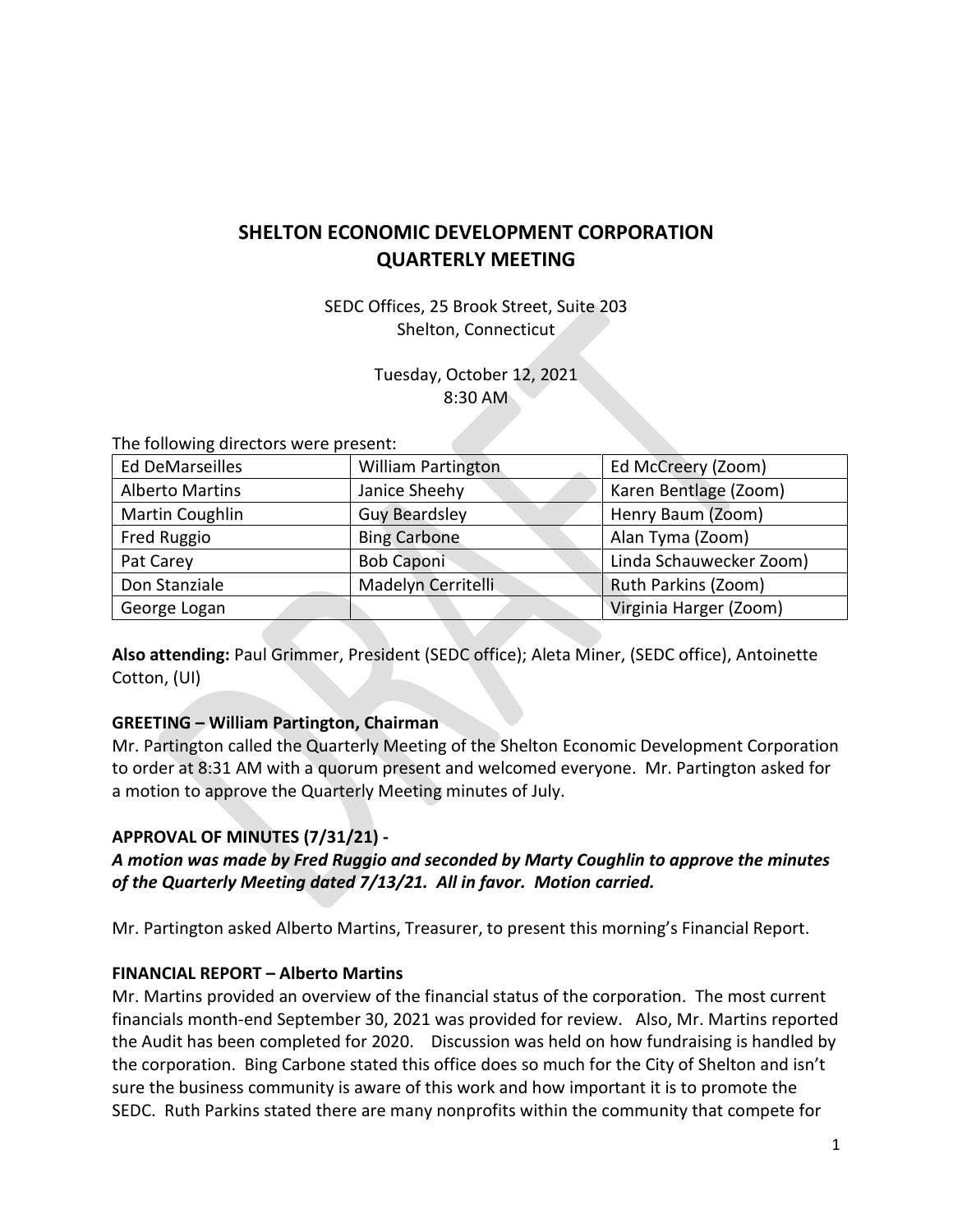# SHELTON ECONOMIC DEVELOPMENT CORPORATION
# QUARTERLY MEETING

SEDC Offices, 25 Brook Street, Suite 203
Shelton, Connecticut

Tuesday, October 12, 2021
8:30 AM

The following directors were present:

| | | |
|---|---|---|
| Ed DeMarseilles | William Partington | Ed McCreery (Zoom) |
| Alberto Martins | Janice Sheehy | Karen Bentlage (Zoom) |
| Martin Coughlin | Guy Beardsley | Henry Baum (Zoom) |
| Fred Ruggio | Bing Carbone | Alan Tyma (Zoom) |
| Pat Carey | Bob Caponi | Linda Schauwecker Zoom) |
| Don Stanziale | Madelyn Cerritelli | Ruth Parkins (Zoom) |
| George Logan | | Virginia Harger (Zoom) |

**Also attending:** Paul Grimmer, President (SEDC office); Aleta Miner, (SEDC office), Antoinette Cotton, (UI)

### GREETING – William Partington, Chairman

Mr. Partington called the Quarterly Meeting of the Shelton Economic Development Corporation to order at 8:31 AM with a quorum present and welcomed everyone. Mr. Partington asked for a motion to approve the Quarterly Meeting minutes of July.

### APPROVAL OF MINUTES (7/31/21) -

***A motion was made by Fred Ruggio and seconded by Marty Coughlin to approve the minutes of the Quarterly Meeting dated 7/13/21. All in favor. Motion carried.***

Mr. Partington asked Alberto Martins, Treasurer, to present this morning's Financial Report.

### FINANCIAL REPORT – Alberto Martins

Mr. Martins provided an overview of the financial status of the corporation. The most current financials month-end September 30, 2021 was provided for review. Also, Mr. Martins reported the Audit has been completed for 2020. Discussion was held on how fundraising is handled by the corporation. Bing Carbone stated this office does so much for the City of Shelton and isn't sure the business community is aware of this work and how important it is to promote the SEDC. Ruth Parkins stated there are many nonprofits within the community that compete for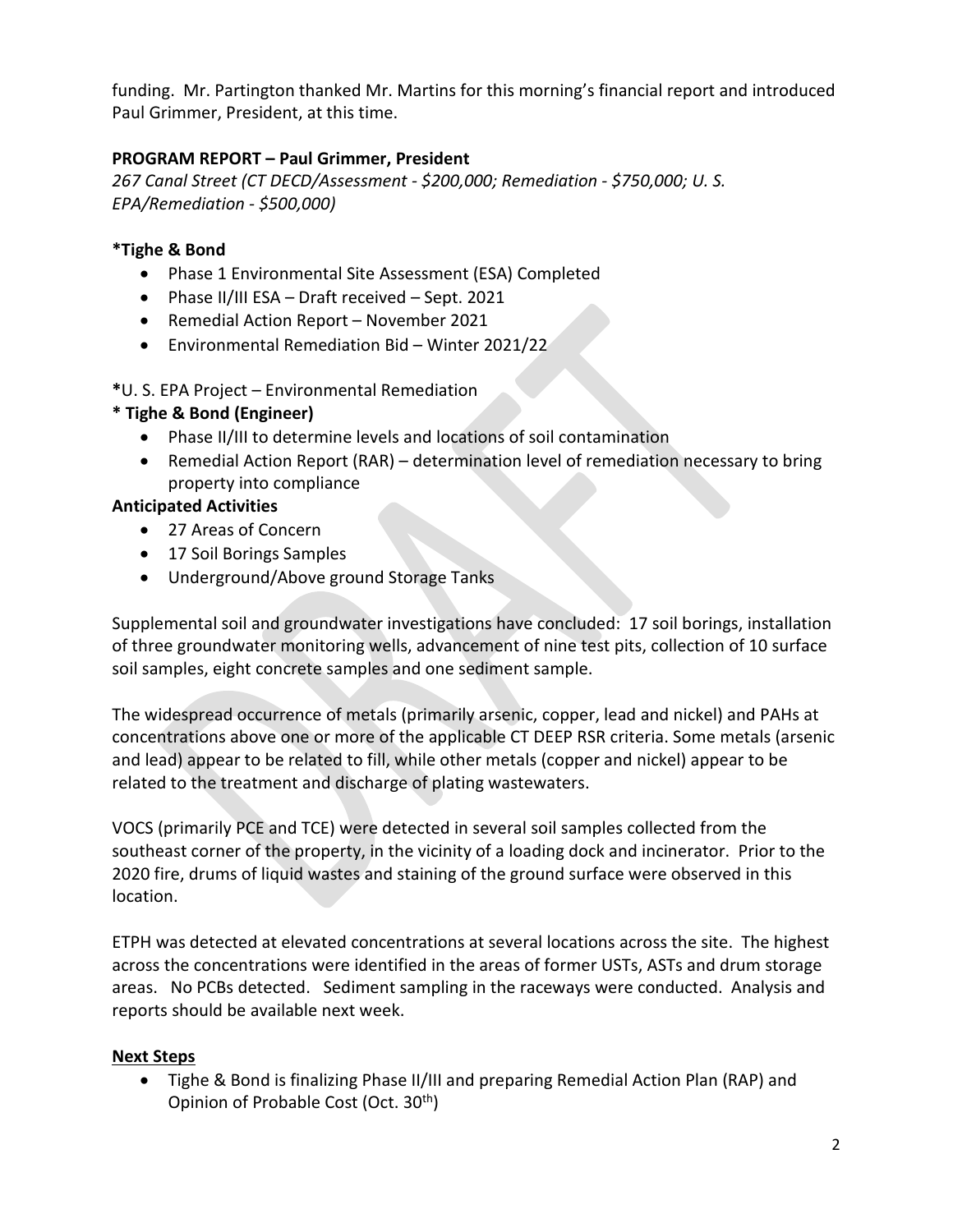funding. Mr. Partington thanked Mr. Martins for this morning's financial report and introduced Paul Grimmer, President, at this time.

**PROGRAM REPORT – Paul Grimmer, President**

*267 Canal Street (CT DECD/Assessment - $200,000; Remediation - $750,000; U. S. EPA/Remediation - $500,000)*

**\*Tighe & Bond**

- Phase 1 Environmental Site Assessment (ESA) Completed
- Phase II/III ESA – Draft received – Sept. 2021
- Remedial Action Report – November 2021
- Environmental Remediation Bid – Winter 2021/22

**\***U. S. EPA Project – Environmental Remediation

**\* Tighe & Bond (Engineer)**

- Phase II/III to determine levels and locations of soil contamination
- Remedial Action Report (RAR) – determination level of remediation necessary to bring property into compliance

**Anticipated Activities**

- 27 Areas of Concern
- 17 Soil Borings Samples
- Underground/Above ground Storage Tanks

Supplemental soil and groundwater investigations have concluded: 17 soil borings, installation of three groundwater monitoring wells, advancement of nine test pits, collection of 10 surface soil samples, eight concrete samples and one sediment sample.

The widespread occurrence of metals (primarily arsenic, copper, lead and nickel) and PAHs at concentrations above one or more of the applicable CT DEEP RSR criteria. Some metals (arsenic and lead) appear to be related to fill, while other metals (copper and nickel) appear to be related to the treatment and discharge of plating wastewaters.

VOCS (primarily PCE and TCE) were detected in several soil samples collected from the southeast corner of the property, in the vicinity of a loading dock and incinerator. Prior to the 2020 fire, drums of liquid wastes and staining of the ground surface were observed in this location.

ETPH was detected at elevated concentrations at several locations across the site. The highest across the concentrations were identified in the areas of former USTs, ASTs and drum storage areas. No PCBs detected. Sediment sampling in the raceways were conducted. Analysis and reports should be available next week.

**Next Steps**

- Tighe & Bond is finalizing Phase II/III and preparing Remedial Action Plan (RAP) and Opinion of Probable Cost (Oct. 30th)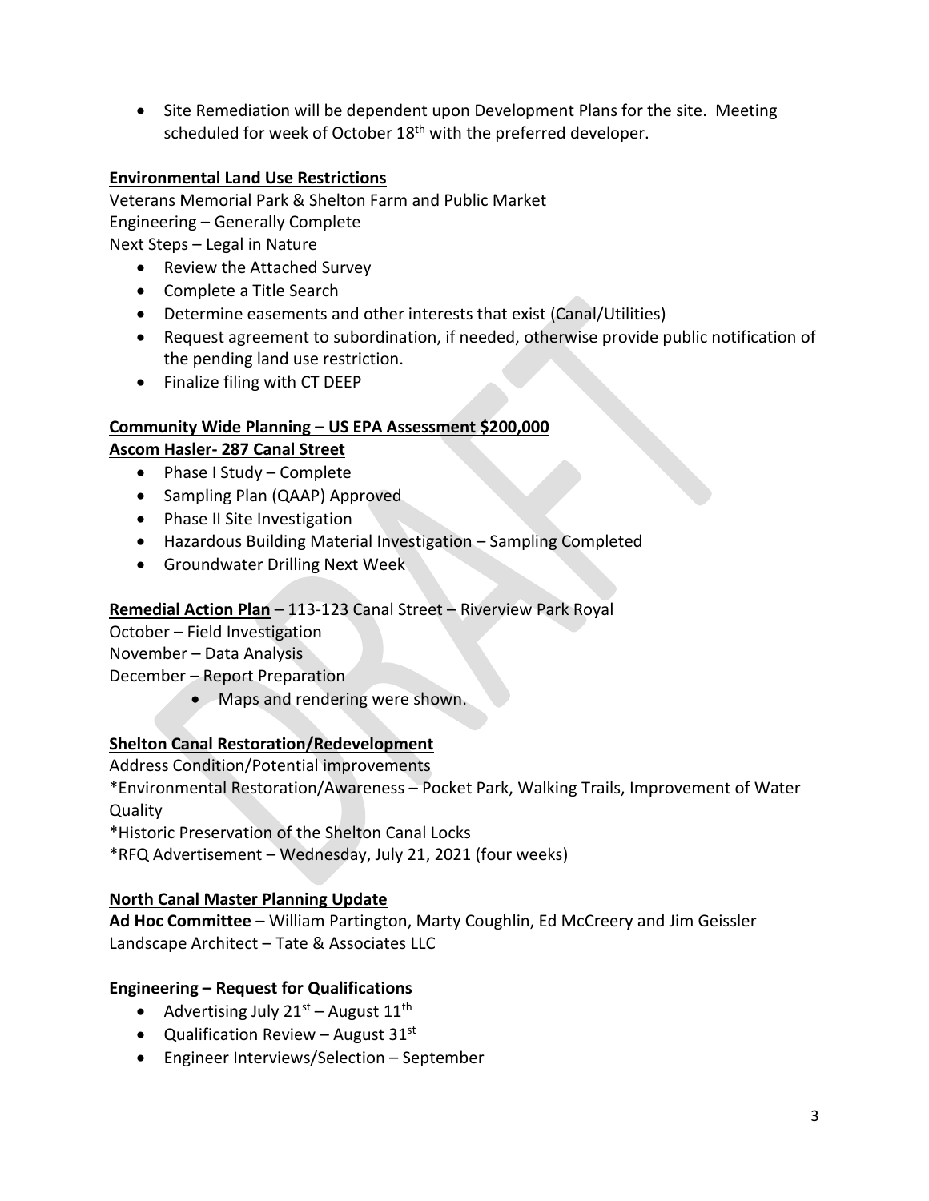- Site Remediation will be dependent upon Development Plans for the site. Meeting scheduled for week of October 18th with the preferred developer.

**Environmental Land Use Restrictions**

Veterans Memorial Park & Shelton Farm and Public Market
Engineering – Generally Complete
Next Steps – Legal in Nature

- Review the Attached Survey
- Complete a Title Search
- Determine easements and other interests that exist (Canal/Utilities)
- Request agreement to subordination, if needed, otherwise provide public notification of the pending land use restriction.
- Finalize filing with CT DEEP

**Community Wide Planning – US EPA Assessment $200,000**

**Ascom Hasler- 287 Canal Street**

- Phase I Study – Complete
- Sampling Plan (QAAP) Approved
- Phase II Site Investigation
- Hazardous Building Material Investigation – Sampling Completed
- Groundwater Drilling Next Week

**Remedial Action Plan** – 113-123 Canal Street – Riverview Park Royal

October – Field Investigation
November – Data Analysis
December – Report Preparation

- Maps and rendering were shown.

**Shelton Canal Restoration/Redevelopment**

Address Condition/Potential improvements
*Environmental Restoration/Awareness – Pocket Park, Walking Trails, Improvement of Water Quality
*Historic Preservation of the Shelton Canal Locks
*RFQ Advertisement – Wednesday, July 21, 2021 (four weeks)

**North Canal Master Planning Update**

**Ad Hoc Committee** – William Partington, Marty Coughlin, Ed McCreery and Jim Geissler
Landscape Architect – Tate & Associates LLC

**Engineering – Request for Qualifications**

- Advertising July 21st – August 11th
- Qualification Review – August 31st
- Engineer Interviews/Selection – September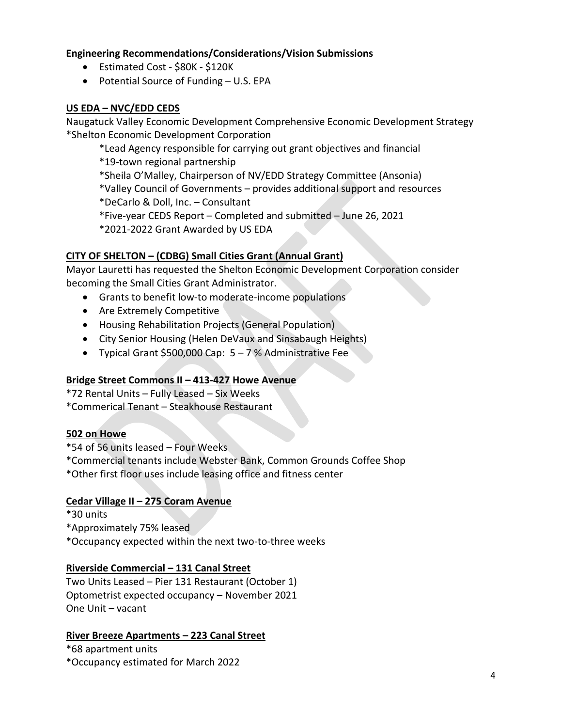**Engineering Recommendations/Considerations/Vision Submissions**

- Estimated Cost - $80K - $120K
- Potential Source of Funding – U.S. EPA

**<u>US EDA – NVC/EDD CEDS</u>**

Naugatuck Valley Economic Development Comprehensive Economic Development Strategy
*Shelton Economic Development Corporation

*Lead Agency responsible for carrying out grant objectives and financial
*19-town regional partnership
*Sheila O'Malley, Chairperson of NV/EDD Strategy Committee (Ansonia)
*Valley Council of Governments – provides additional support and resources
*DeCarlo & Doll, Inc. – Consultant
*Five-year CEDS Report – Completed and submitted – June 26, 2021
*2021-2022 Grant Awarded by US EDA

**<u>CITY OF SHELTON – (CDBG) Small Cities Grant (Annual Grant)</u>**

Mayor Lauretti has requested the Shelton Economic Development Corporation consider becoming the Small Cities Grant Administrator.

- Grants to benefit low-to moderate-income populations
- Are Extremely Competitive
- Housing Rehabilitation Projects (General Population)
- City Senior Housing (Helen DeVaux and Sinsabaugh Heights)
- Typical Grant $500,000 Cap: 5 – 7 % Administrative Fee

**<u>Bridge Street Commons II – 413-427 Howe Avenue</u>**

*72 Rental Units – Fully Leased – Six Weeks
*Commerical Tenant – Steakhouse Restaurant

**<u>502 on Howe</u>**

*54 of 56 units leased – Four Weeks
*Commercial tenants include Webster Bank, Common Grounds Coffee Shop
*Other first floor uses include leasing office and fitness center

**<u>Cedar Village II – 275 Coram Avenue</u>**

*30 units
*Approximately 75% leased
*Occupancy expected within the next two-to-three weeks

**<u>Riverside Commercial – 131 Canal Street</u>**

Two Units Leased – Pier 131 Restaurant (October 1)
Optometrist expected occupancy – November 2021
One Unit – vacant

**<u>River Breeze Apartments – 223 Canal Street</u>**

*68 apartment units
*Occupancy estimated for March 2022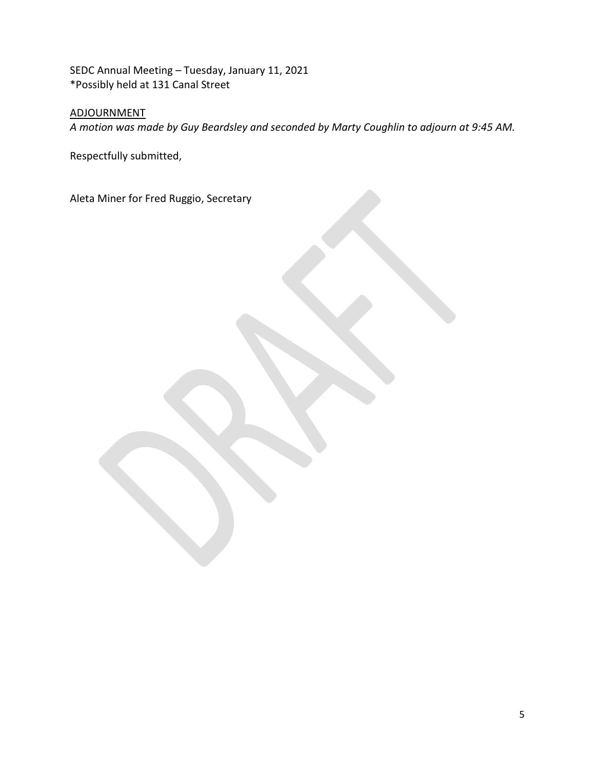SEDC Annual Meeting – Tuesday, January 11, 2021
*Possibly held at 131 Canal Street

<u>ADJOURNMENT</u>

*A motion was made by Guy Beardsley and seconded by Marty Coughlin to adjourn at 9:45 AM.*

Respectfully submitted,

Aleta Miner for Fred Ruggio, Secretary

DRAFT